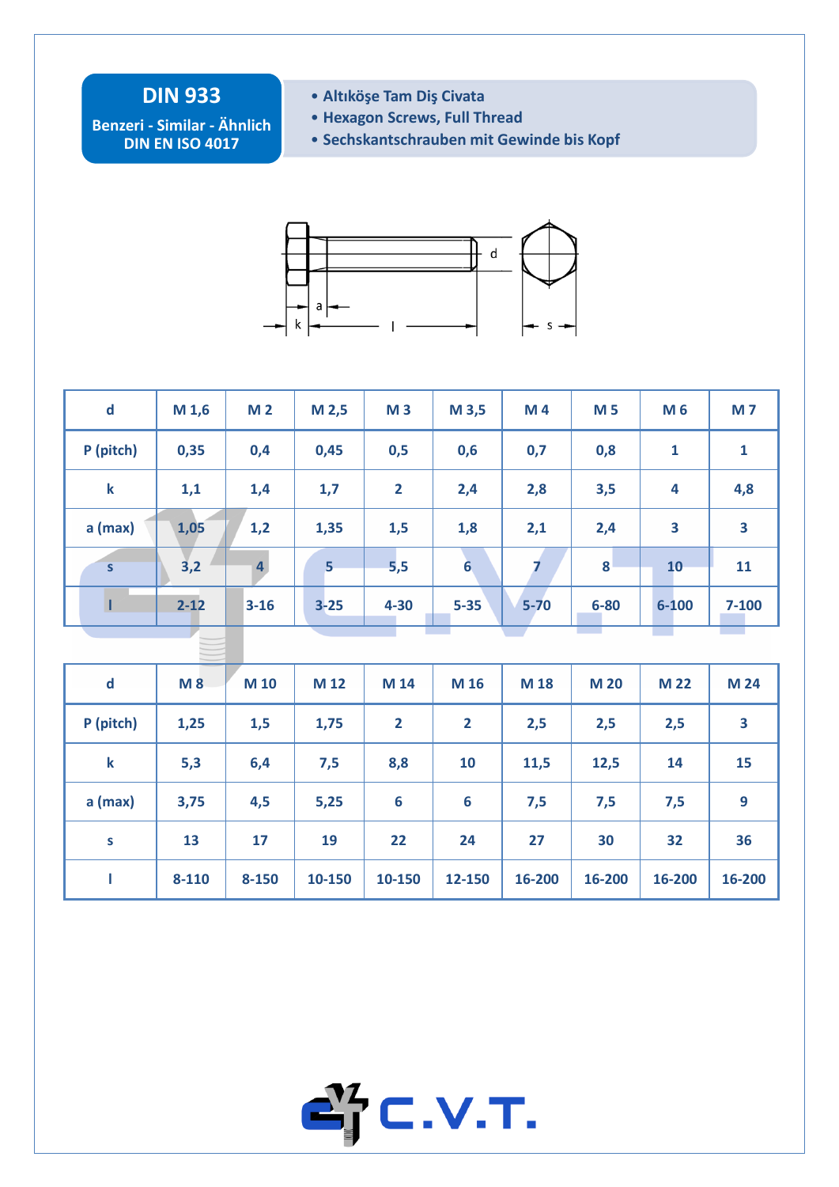# DIN 933

**Benzeri - Similar - Ähnlich DIN EN ISO 4017**

- Altıköşe Tam Diş Civata
- Hexagon Screws, Full Thread
- Sechskantschrauben mit Gewinde bis Kopf

| d | M 1,6 | M 2 | M 2,5 | M 3 | M 3,5 | M 4 | M 5 | M 6 | M 7 |
|---|---|---|---|---|---|---|---|---|---|
| P (pitch) | 0,35 | 0,4 | 0,45 | 0,5 | 0,6 | 0,7 | 0,8 | 1 | 1 |
| k | 1,1 | 1,4 | 1,7 | 2 | 2,4 | 2,8 | 3,5 | 4 | 4,8 |
| a (max) | 1,05 | 1,2 | 1,35 | 1,5 | 1,8 | 2,1 | 2,4 | 3 | 3 |
| s | 3,2 | 4 | 5 | 5,5 | 6 | 7 | 8 | 10 | 11 |
| l | 2-12 | 3-16 | 3-25 | 4-30 | 5-35 | 5-70 | 6-80 | 6-100 | 7-100 |

| d | M 8 | M 10 | M 12 | M 14 | M 16 | M 18 | M 20 | M 22 | M 24 |
|---|---|---|---|---|---|---|---|---|---|
| P (pitch) | 1,25 | 1,5 | 1,75 | 2 | 2 | 2,5 | 2,5 | 2,5 | 3 |
| k | 5,3 | 6,4 | 7,5 | 8,8 | 10 | 11,5 | 12,5 | 14 | 15 |
| a (max) | 3,75 | 4,5 | 5,25 | 6 | 6 | 7,5 | 7,5 | 7,5 | 9 |
| s | 13 | 17 | 19 | 22 | 24 | 27 | 30 | 32 | 36 |
| l | 8-110 | 8-150 | 10-150 | 10-150 | 12-150 | 16-200 | 16-200 | 16-200 | 16-200 |

C.V.T.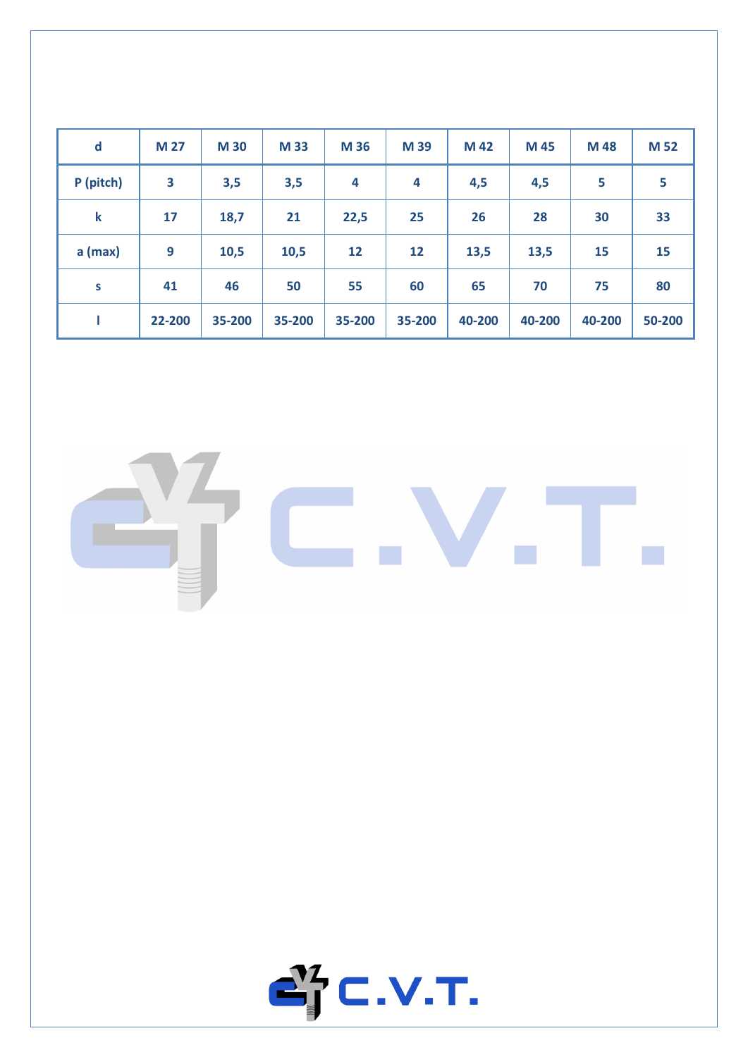| d | M 27 | M 30 | M 33 | M 36 | M 39 | M 42 | M 45 | M 48 | M 52 |
|---|---|---|---|---|---|---|---|---|---|
| P (pitch) | 3 | 3,5 | 3,5 | 4 | 4 | 4,5 | 4,5 | 5 | 5 |
| k | 17 | 18,7 | 21 | 22,5 | 25 | 26 | 28 | 30 | 33 |
| a (max) | 9 | 10,5 | 10,5 | 12 | 12 | 13,5 | 13,5 | 15 | 15 |
| s | 41 | 46 | 50 | 55 | 60 | 65 | 70 | 75 | 80 |
| l | 22-200 | 35-200 | 35-200 | 35-200 | 35-200 | 40-200 | 40-200 | 40-200 | 50-200 |